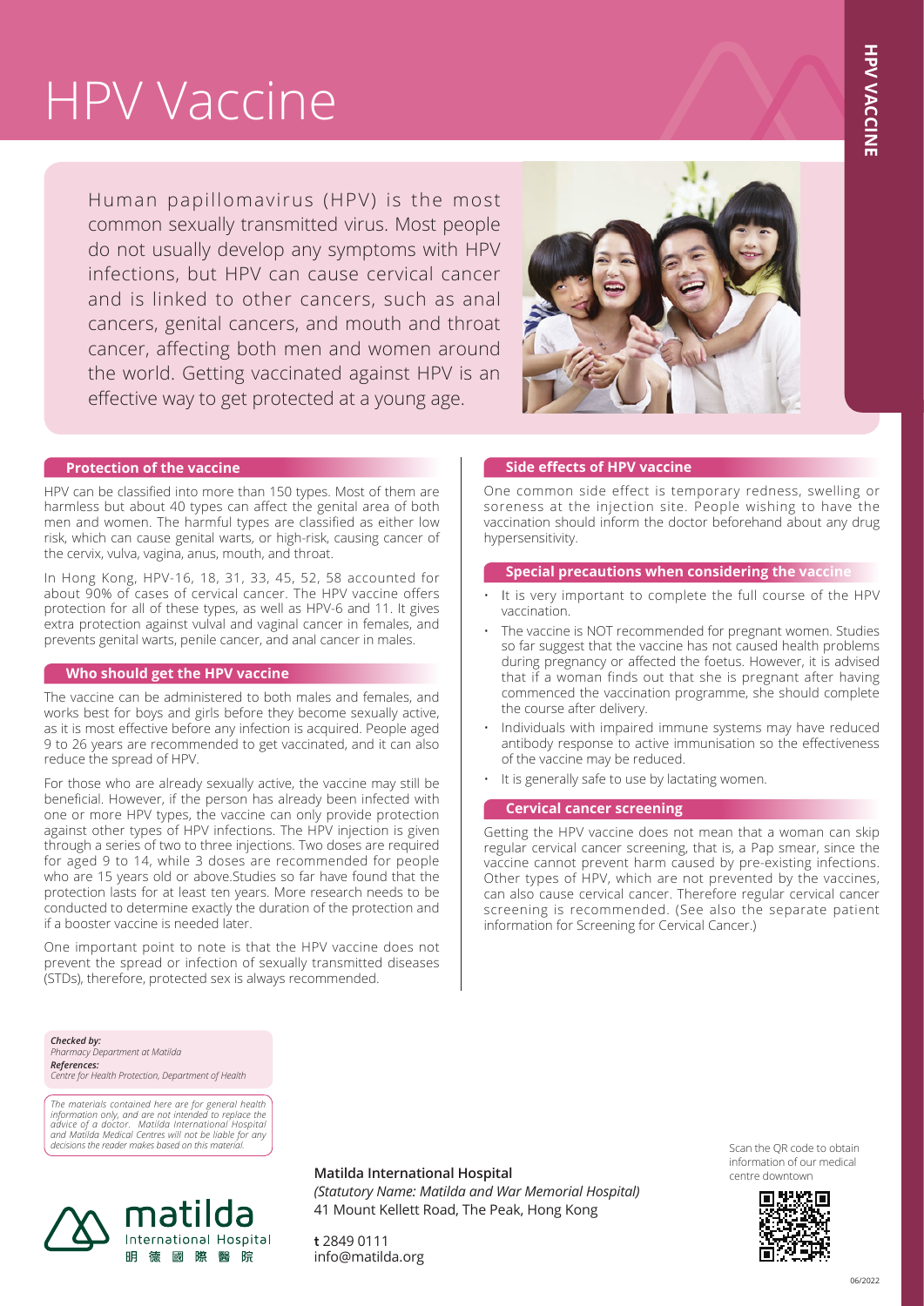# HPV Vaccine

Human papillomavirus (HPV) is the most common sexually transmitted virus. Most people do not usually develop any symptoms with HPV infections, but HPV can cause cervical cancer and is linked to other cancers, such as anal cancers, genital cancers, and mouth and throat cancer, affecting both men and women around the world. Getting vaccinated against HPV is an effective way to get protected at a young age.

## Protection of the vaccine

HPV can be classified into more than 150 types. Most of them are harmless but about 40 types can affect the genital area of both men and women. The harmful types are classified as either low risk, which can cause genital warts, or high-risk, causing cancer of the cervix, vulva, vagina, anus, mouth, and throat.

In Hong Kong, HPV-16, 18, 31, 33, 45, 52, 58 accounted for about 90% of cases of cervical cancer. The HPV vaccine offers protection for all of these types, as well as HPV-6 and 11. It gives extra protection against vulval and vaginal cancer in females, and prevents genital warts, penile cancer, and anal cancer in males.

## Who should get the HPV vaccine

The vaccine can be administered to both males and females, and works best for boys and girls before they become sexually active, as it is most effective before any infection is acquired. People aged 9 to 26 years are recommended to get vaccinated, and it can also reduce the spread of HPV.

For those who are already sexually active, the vaccine may still be beneficial. However, if the person has already been infected with one or more HPV types, the vaccine can only provide protection against other types of HPV infections. The HPV injection is given through a series of two to three injections. Two doses are required for aged 9 to 14, while 3 doses are recommended for people who are 15 years old or above.Studies so far have found that the protection lasts for at least ten years. More research needs to be conducted to determine exactly the duration of the protection and if a booster vaccine is needed later.

One important point to note is that the HPV vaccine does not prevent the spread or infection of sexually transmitted diseases (STDs), therefore, protected sex is always recommended.

## Side effects of HPV vaccine

One common side effect is temporary redness, swelling or soreness at the injection site. People wishing to have the vaccination should inform the doctor beforehand about any drug hypersensitivity.

## Special precautions when considering the vaccine

- It is very important to complete the full course of the HPV vaccination.
- The vaccine is NOT recommended for pregnant women. Studies so far suggest that the vaccine has not caused health problems during pregnancy or affected the foetus. However, it is advised that if a woman finds out that she is pregnant after having commenced the vaccination programme, she should complete the course after delivery.
- Individuals with impaired immune systems may have reduced antibody response to active immunisation so the effectiveness of the vaccine may be reduced.
- It is generally safe to use by lactating women.

## Cervical cancer screening

Getting the HPV vaccine does not mean that a woman can skip regular cervical cancer screening, that is, a Pap smear, since the vaccine cannot prevent harm caused by pre-existing infections. Other types of HPV, which are not prevented by the vaccines, can also cause cervical cancer. Therefore regular cervical cancer screening is recommended. (See also the separate patient information for Screening for Cervical Cancer.)

***Checked by:***
*Pharmacy Department at Matilda*
***References:***
*Centre for Health Protection, Department of Health*

*The materials contained here are for general health information only, and are not intended to replace the advice of a doctor. Matilda International Hospital and Matilda Medical Centres will not be liable for any decisions the reader makes based on this material.*

matilda International Hospital 明德國際醫院

**Matilda International Hospital**
*(Statutory Name: Matilda and War Memorial Hospital)*
41 Mount Kellett Road, The Peak, Hong Kong

**t** 2849 0111
info@matilda.org

Scan the QR code to obtain information of our medical centre downtown

06/2022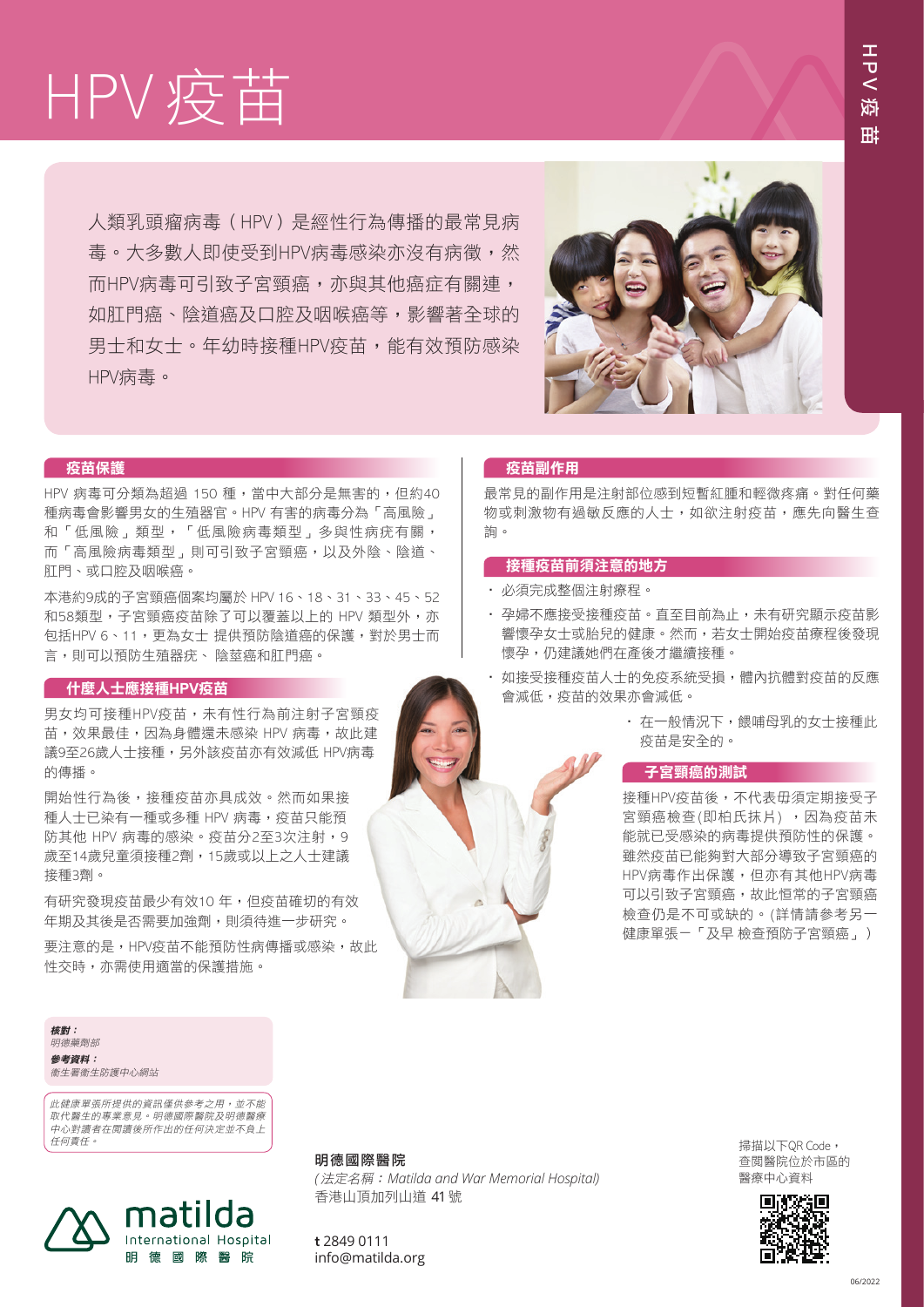# HPV 疫苗

人類乳頭瘤病毒（HPV）是經性行為傳播的最常見病毒。大多數人即使受到HPV病毒感染亦沒有病徵，然而HPV病毒可引致子宮頸癌，亦與其他癌症有關連，如肛門癌、陰道癌及口腔及咽喉癌等，影響著全球的男士和女士。年幼時接種HPV疫苗，能有效預防感染HPV病毒。

## 疫苗保護

HPV 病毒可分類為超過 150 種，當中大部分是無害的，但約40種病毒會影響男女的生殖器官。HPV 有害的病毒分為「高風險」和「低風險」類型，「低風險病毒類型」多與性病疣有關，而「高風險病毒類型」則可引致子宮頸癌，以及外陰、陰道、肛門、或口腔及咽喉癌。

本港約9成的子宮頸癌個案均屬於 HPV 16、18、31、33、45、52和58類型，子宮頸癌疫苗除了可以覆蓋以上的 HPV 類型外，亦包括HPV 6、11，更為女士 提供預防陰道癌的保護，對於男士而言，則可以預防生殖器疣、 陰莖癌和肛門癌。

## 什麼人士應接種HPV疫苗

男女均可接種HPV疫苗，未有性行為前注射子宮頸疫苗，效果最佳，因為身體還未感染 HPV 病毒，故此建議9至26歲人士接種，另外該疫苗亦有效減低 HPV病毒的傳播。

開始性行為後，接種疫苗亦具成效。然而如果接種人士已染有一種或多種 HPV 病毒，疫苗只能預防其他 HPV 病毒的感染。疫苗分2至3次注射，9歲至14歲兒童須接種2劑，15歲或以上之人士建議接種3劑。

有研究發現疫苗最少有效10 年，但疫苗確切的有效年期及其後是否需要加強劑，則須待進一步研究。

要注意的是，HPV疫苗不能預防性病傳播或感染，故此性交時，亦需使用適當的保護措施。

## 疫苗副作用

最常見的副作用是注射部位感到短暫紅腫和輕微疼痛。對任何藥物或刺激物有過敏反應的人士，如欲注射疫苗，應先向醫生查詢。

## 接種疫苗前須注意的地方

- 必須完成整個注射療程。
- 孕婦不應接受接種疫苗。直至目前為止，未有研究顯示疫苗影響懷孕女士或胎兒的健康。然而，若女士開始疫苗療程後發現懷孕，仍建議她們在產後才繼續接種。
- 如接受接種疫苗人士的免疫系統受損，體內抗體對疫苗的反應會減低，疫苗的效果亦會減低。
- 在一般情況下，餵哺母乳的女士接種此疫苗是安全的。

## 子宮頸癌的測試

接種HPV疫苗後，不代表毋須定期接受子宮頸癌檢查(即柏氏抹片），因為疫苗未能就已受感染的病毒提供預防性的保護。雖然疫苗已能夠對大部分導致子宮頸癌的HPV病毒作出保護，但亦有其他HPV病毒可以引致子宮頸癌，故此恒常的子宮頸癌檢查仍是不可或缺的。(詳情請參考另一健康單張－「及早 檢查預防子宮頸癌」）

***核對：***
*明德藥劑部*
***參考資料：***
*衛生署衞生防護中心網站*

*此健康單張所提供的資訊僅供參考之用，並不能取代醫生的專業意見。明德國際醫院及明德醫療中心對讀者在閱讀後所作出的任何決定並不負上任何責任。*

matilda International Hospital
明德國際醫院

**明德國際醫院**
*(法定名稱：Matilda and War Memorial Hospital)*
香港山頂加列山道 41 號

**t** 2849 0111
info@matilda.org

掃描以下QR Code，查閱醫院位於市區的醫療中心資料

06/2022